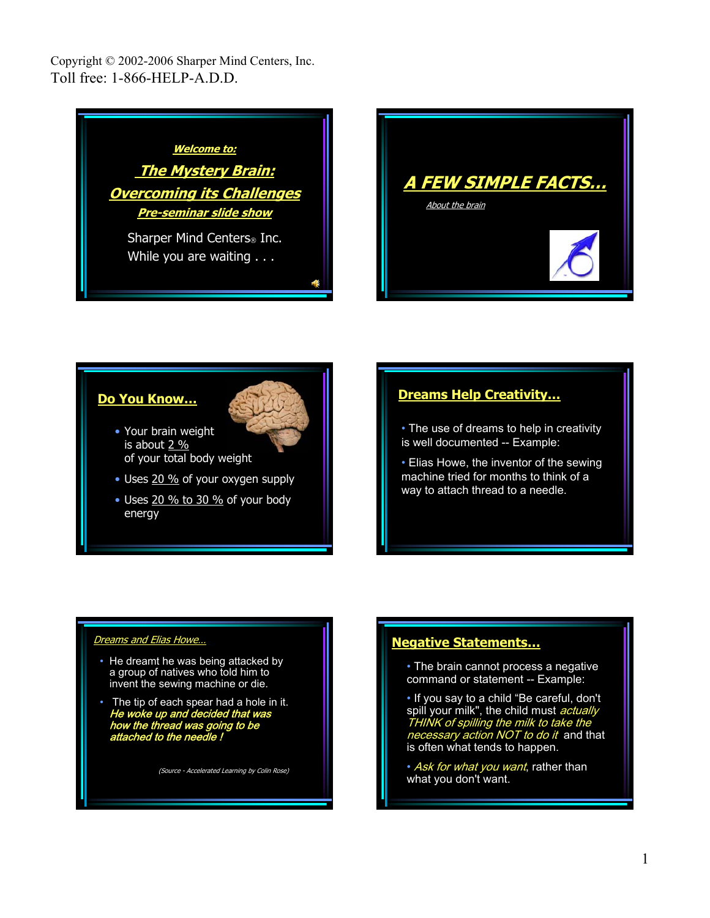Copyright © 2002-2006 Sharper Mind Centers, Inc.
Toll free: 1-866-HELP-A.D.D.

***Welcome to:***

## ***The Mystery Brain: Overcoming its Challenges***

***Pre-seminar slide show***

Sharper Mind Centers® Inc.
While you are waiting . . .

## ***A FEW SIMPLE FACTS…***

*About the brain*

## **Do You Know…**

- Your brain weight is about 2 % of your total body weight
- Uses 20 % of your oxygen supply
- Uses 20 % to 30 % of your body energy

## **Dreams Help Creativity…**

- The use of dreams to help in creativity is well documented -- Example:
- Elias Howe, the inventor of the sewing machine tried for months to think of a way to attach thread to a needle.

*Dreams and Elias Howe…*

- He dreamt he was being attacked by a group of natives who told him to invent the sewing machine or die.
- The tip of each spear had a hole in it. ***He woke up and decided that was how the thread was going to be attached to the needle !***

*(Source - Accelerated Learning by Colin Rose)*

## **Negative Statements…**

- The brain cannot process a negative command or statement -- Example:
- If you say to a child "Be careful, don't spill your milk", the child must *actually THINK of spilling the milk to take the necessary action NOT to do it* and that is often what tends to happen.
- *Ask for what you want*, rather than what you don't want.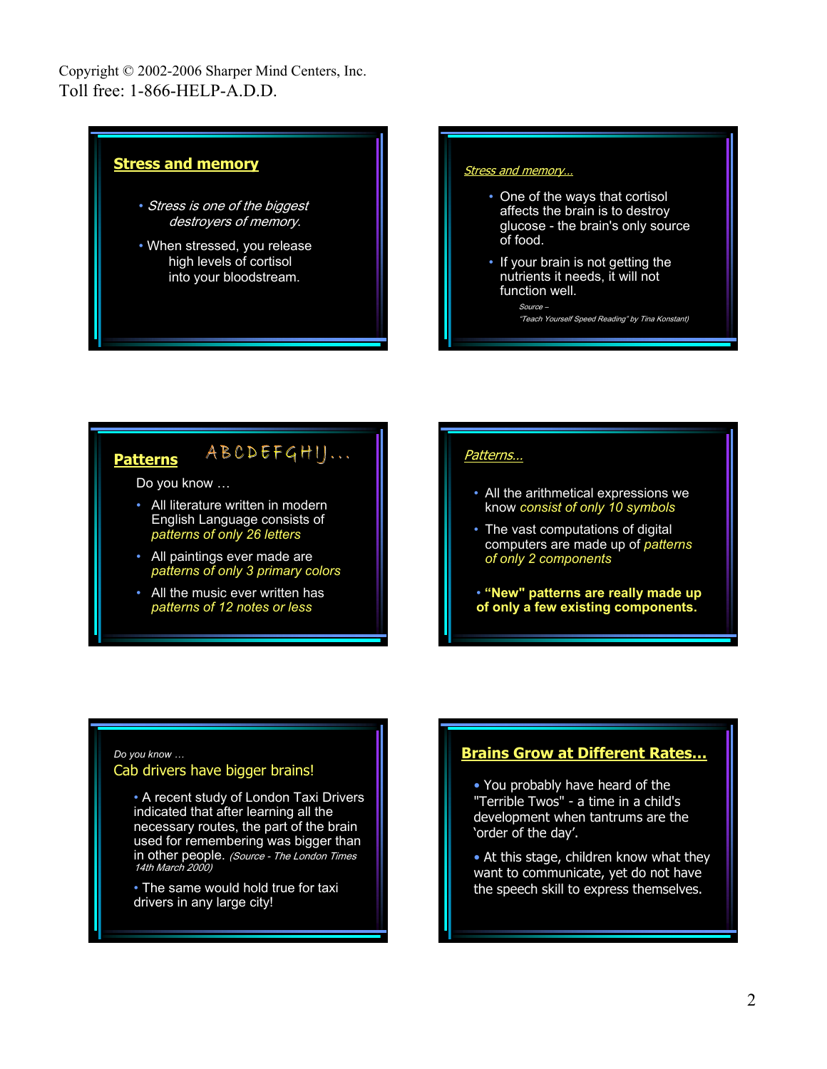Copyright © 2002-2006 Sharper Mind Centers, Inc.
Toll free: 1-866-HELP-A.D.D.

## Stress and memory

- *Stress is one of the biggest destroyers of memory.*
- When stressed, you release high levels of cortisol into your bloodstream.

## *Stress and memory…*

- One of the ways that cortisol affects the brain is to destroy glucose - the brain's only source of food.
- If your brain is not getting the nutrients it needs, it will not function well.

*Source – "Teach Yourself Speed Reading" by Tina Konstant)*

## Patterns ABCDEFGHIJ…

Do you know …

- All literature written in modern English Language consists of *patterns of only 26 letters*
- All paintings ever made are *patterns of only 3 primary colors*
- All the music ever written has *patterns of 12 notes or less*

## *Patterns…*

- All the arithmetical expressions we know *consist of only 10 symbols*
- The vast computations of digital computers are made up of *patterns of only 2 components*
- **"New" patterns are really made up of only a few existing components.**

*Do you know …*

## Cab drivers have bigger brains!

- A recent study of London Taxi Drivers indicated that after learning all the necessary routes, the part of the brain used for remembering was bigger than in other people. *(Source - The London Times 14th March 2000)*
- The same would hold true for taxi drivers in any large city!

## Brains Grow at Different Rates…

- You probably have heard of the "Terrible Twos" - a time in a child's development when tantrums are the 'order of the day'.
- At this stage, children know what they want to communicate, yet do not have the speech skill to express themselves.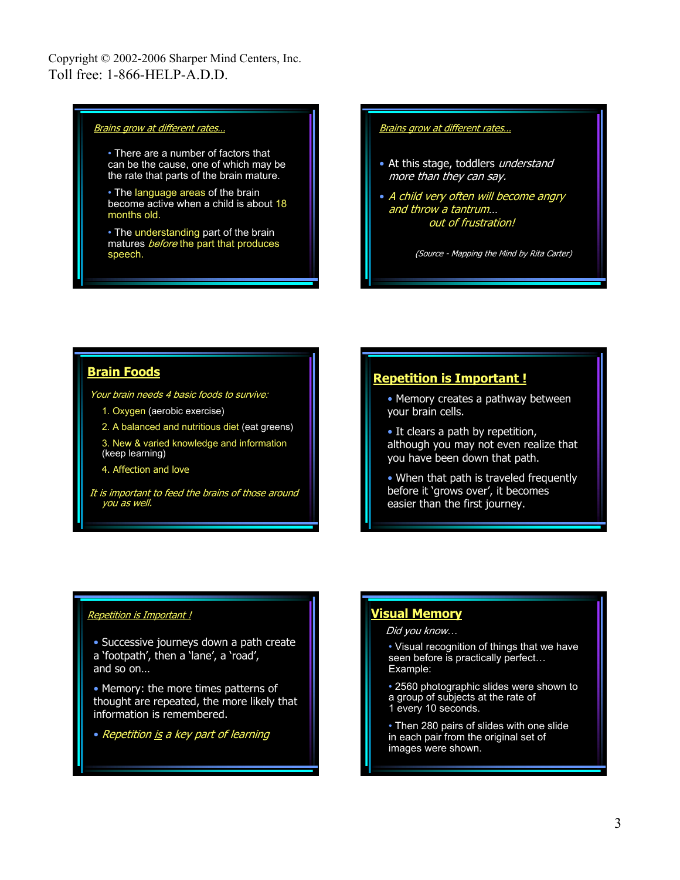Copyright © 2002-2006 Sharper Mind Centers, Inc.
Toll free: 1-866-HELP-A.D.D.

*Brains grow at different rates…*

- There are a number of factors that can be the cause, one of which may be the rate that parts of the brain mature.
- The language areas of the brain become active when a child is about 18 months old.
- The understanding part of the brain matures *before* the part that produces speech.

*Brains grow at different rates…*

- At this stage, toddlers *understand more than they can say.*
- *A child very often will become angry and throw a tantrum… out of frustration!*

*(Source - Mapping the Mind by Rita Carter)*

## Brain Foods

*Your brain needs 4 basic foods to survive:*

1. Oxygen (aerobic exercise)
2. A balanced and nutritious diet (eat greens)
3. New & varied knowledge and information (keep learning)
4. Affection and love

*It is important to feed the brains of those around you as well.*

## Repetition is Important !

- Memory creates a pathway between your brain cells.
- It clears a path by repetition, although you may not even realize that you have been down that path.
- When that path is traveled frequently before it 'grows over', it becomes easier than the first journey.

*Repetition is Important !*

- Successive journeys down a path create a 'footpath', then a 'lane', a 'road', and so on…
- Memory: the more times patterns of thought are repeated, the more likely that information is remembered.
- *Repetition is a key part of learning*

## Visual Memory

*Did you know…*

- Visual recognition of things that we have seen before is practically perfect… Example:
- 2560 photographic slides were shown to a group of subjects at the rate of 1 every 10 seconds.
- Then 280 pairs of slides with one slide in each pair from the original set of images were shown.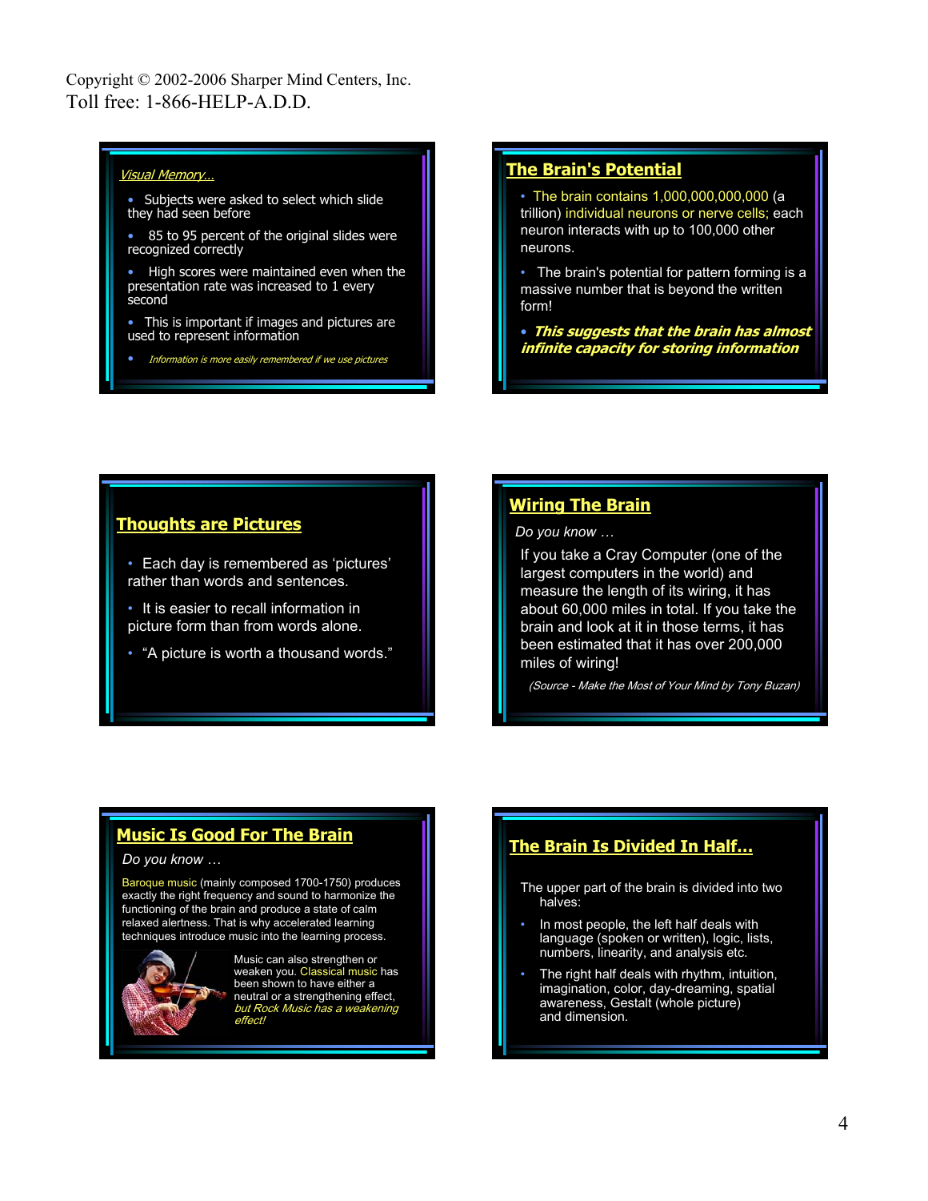Copyright © 2002-2006 Sharper Mind Centers, Inc.
Toll free: 1-866-HELP-A.D.D.

## *Visual Memory…*

- Subjects were asked to select which slide they had seen before
- 85 to 95 percent of the original slides were recognized correctly
- High scores were maintained even when the presentation rate was increased to 1 every second
- This is important if images and pictures are used to represent information
- *Information is more easily remembered if we use pictures*

## The Brain's Potential

- The brain contains 1,000,000,000,000 (a trillion) individual neurons or nerve cells; each neuron interacts with up to 100,000 other neurons.
- The brain's potential for pattern forming is a massive number that is beyond the written form!
- ***This suggests that the brain has almost infinite capacity for storing information***

## Thoughts are Pictures

- Each day is remembered as 'pictures' rather than words and sentences.
- It is easier to recall information in picture form than from words alone.
- "A picture is worth a thousand words."

## Wiring The Brain

*Do you know …*

If you take a Cray Computer (one of the largest computers in the world) and measure the length of its wiring, it has about 60,000 miles in total. If you take the brain and look at it in those terms, it has been estimated that it has over 200,000 miles of wiring!

*(Source - Make the Most of Your Mind by Tony Buzan)*

## Music Is Good For The Brain

*Do you know …*

Baroque music (mainly composed 1700-1750) produces exactly the right frequency and sound to harmonize the functioning of the brain and produce a state of calm relaxed alertness. That is why accelerated learning techniques introduce music into the learning process.

Music can also strengthen or weaken you. Classical music has been shown to have either a neutral or a strengthening effect, *but Rock Music has a weakening effect!*

## The Brain Is Divided In Half…

The upper part of the brain is divided into two halves:

- In most people, the left half deals with language (spoken or written), logic, lists, numbers, linearity, and analysis etc.
- The right half deals with rhythm, intuition, imagination, color, day-dreaming, spatial awareness, Gestalt (whole picture) and dimension.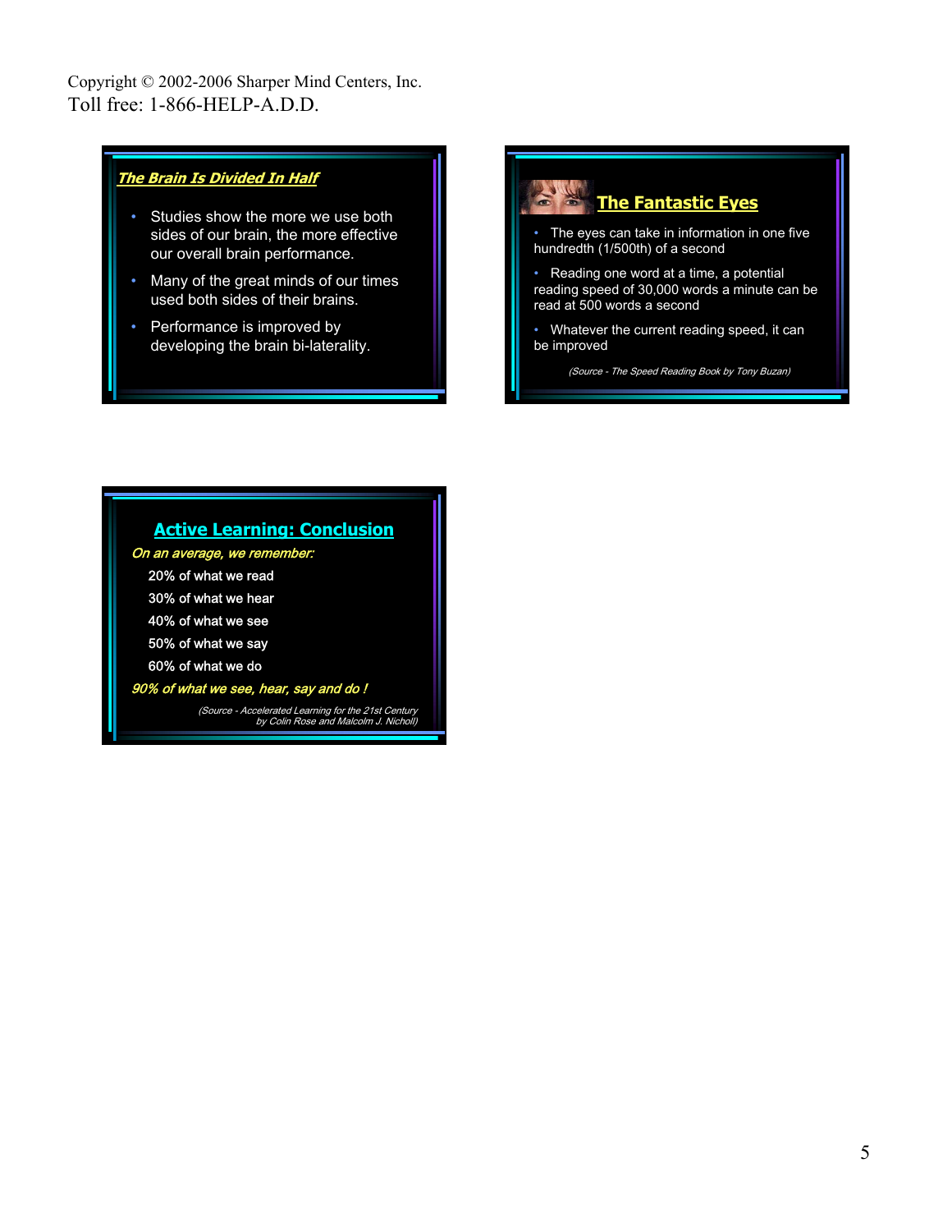Copyright © 2002-2006 Sharper Mind Centers, Inc.
Toll free: 1-866-HELP-A.D.D.

## *The Brain Is Divided In Half*

- Studies show the more we use both sides of our brain, the more effective our overall brain performance.
- Many of the great minds of our times used both sides of their brains.
- Performance is improved by developing the brain bi-laterality.

## The Fantastic Eyes

- The eyes can take in information in one five hundredth (1/500th) of a second
- Reading one word at a time, a potential reading speed of 30,000 words a minute can be read at 500 words a second
- Whatever the current reading speed, it can be improved

*(Source - The Speed Reading Book by Tony Buzan)*

## Active Learning: Conclusion

*On an average, we remember:*

20% of what we read

30% of what we hear

40% of what we see

50% of what we say

60% of what we do

*90% of what we see, hear, say and do !*

*(Source - Accelerated Learning for the 21st Century by Colin Rose and Malcolm J. Nicholl)*